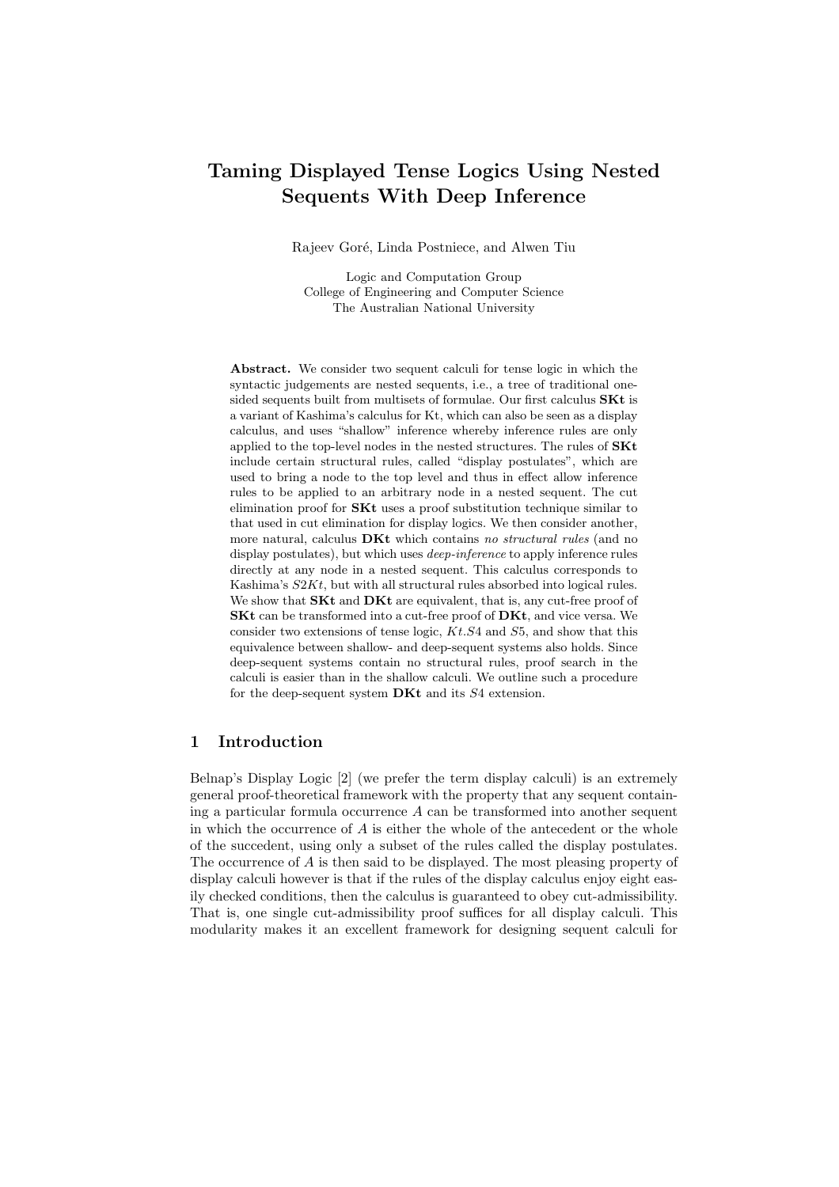# Taming Displayed Tense Logics Using Nested Sequents With Deep Inference

Rajeev Goré, Linda Postniece, and Alwen Tiu

Logic and Computation Group
College of Engineering and Computer Science
The Australian National University

**Abstract.** We consider two sequent calculi for tense logic in which the syntactic judgements are nested sequents, i.e., a tree of traditional one-sided sequents built from multisets of formulae. Our first calculus **SKt** is a variant of Kashima's calculus for Kt, which can also be seen as a display calculus, and uses "shallow" inference whereby inference rules are only applied to the top-level nodes in the nested structures. The rules of **SKt** include certain structural rules, called "display postulates", which are used to bring a node to the top level and thus in effect allow inference rules to be applied to an arbitrary node in a nested sequent. The cut elimination proof for **SKt** uses a proof substitution technique similar to that used in cut elimination for display logics. We then consider another, more natural, calculus **DKt** which contains *no structural rules* (and no display postulates), but which uses *deep-inference* to apply inference rules directly at any node in a nested sequent. This calculus corresponds to Kashima's $S2Kt$, but with all structural rules absorbed into logical rules. We show that **SKt** and **DKt** are equivalent, that is, any cut-free proof of **SKt** can be transformed into a cut-free proof of **DKt**, and vice versa. We consider two extensions of tense logic, $Kt.S4$ and $S5$, and show that this equivalence between shallow- and deep-sequent systems also holds. Since deep-sequent systems contain no structural rules, proof search in the calculi is easier than in the shallow calculi. We outline such a procedure for the deep-sequent system **DKt** and its $S4$ extension.

## 1 Introduction

Belnap's Display Logic [2] (we prefer the term display calculi) is an extremely general proof-theoretical framework with the property that any sequent containing a particular formula occurrence $A$ can be transformed into another sequent in which the occurrence of $A$ is either the whole of the antecedent or the whole of the succedent, using only a subset of the rules called the display postulates. The occurrence of $A$ is then said to be displayed. The most pleasing property of display calculi however is that if the rules of the display calculus enjoy eight easily checked conditions, then the calculus is guaranteed to obey cut-admissibility. That is, one single cut-admissibility proof suffices for all display calculi. This modularity makes it an excellent framework for designing sequent calculi for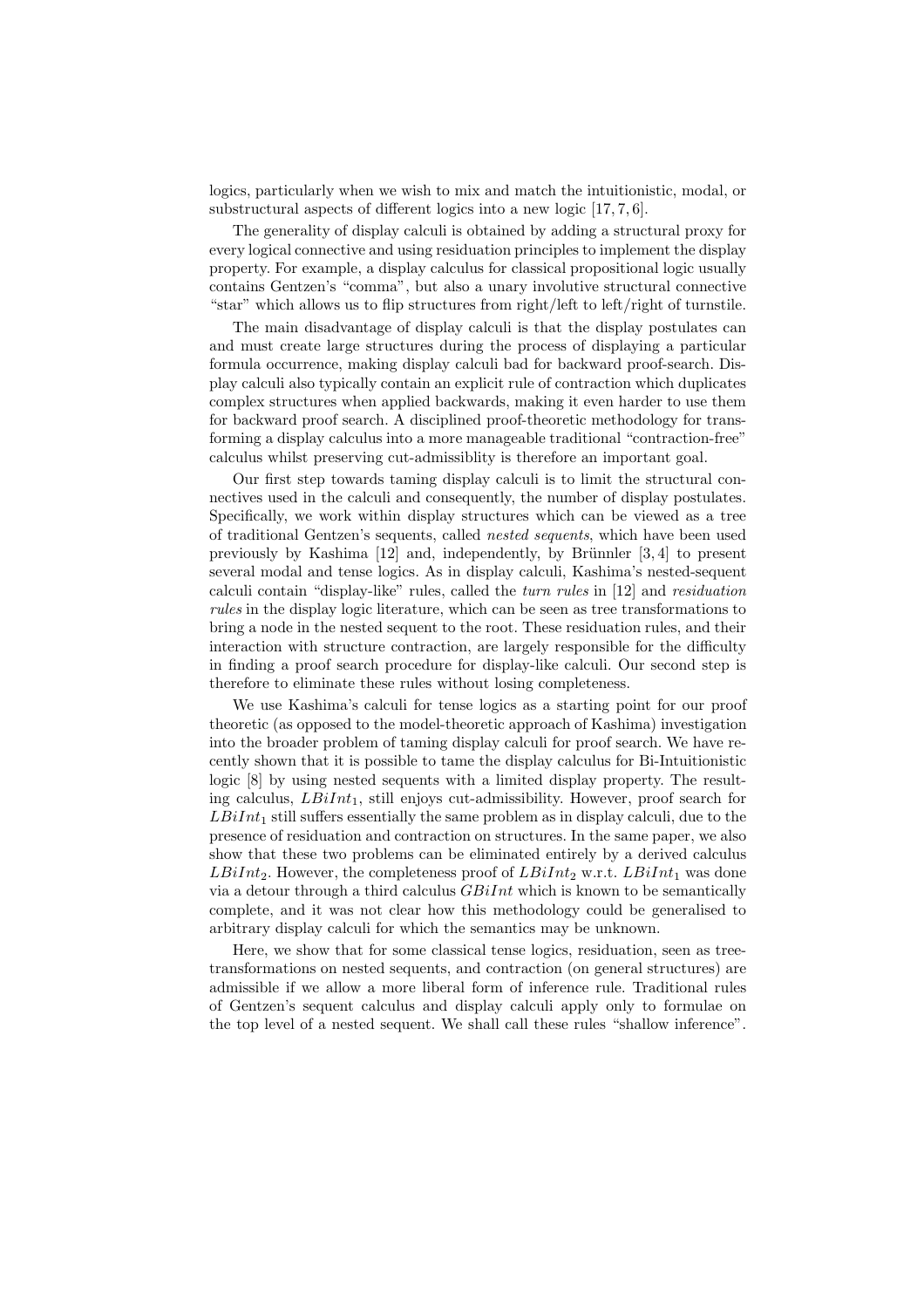logics, particularly when we wish to mix and match the intuitionistic, modal, or substructural aspects of different logics into a new logic [17, 7, 6].

The generality of display calculi is obtained by adding a structural proxy for every logical connective and using residuation principles to implement the display property. For example, a display calculus for classical propositional logic usually contains Gentzen's "comma", but also a unary involutive structural connective "star" which allows us to flip structures from right/left to left/right of turnstile.

The main disadvantage of display calculi is that the display postulates can and must create large structures during the process of displaying a particular formula occurrence, making display calculi bad for backward proof-search. Display calculi also typically contain an explicit rule of contraction which duplicates complex structures when applied backwards, making it even harder to use them for backward proof search. A disciplined proof-theoretic methodology for transforming a display calculus into a more manageable traditional "contraction-free" calculus whilst preserving cut-admissiblity is therefore an important goal.

Our first step towards taming display calculi is to limit the structural connectives used in the calculi and consequently, the number of display postulates. Specifically, we work within display structures which can be viewed as a tree of traditional Gentzen's sequents, called *nested sequents*, which have been used previously by Kashima [12] and, independently, by Brünnler [3, 4] to present several modal and tense logics. As in display calculi, Kashima's nested-sequent calculi contain "display-like" rules, called the *turn rules* in [12] and *residuation rules* in the display logic literature, which can be seen as tree transformations to bring a node in the nested sequent to the root. These residuation rules, and their interaction with structure contraction, are largely responsible for the difficulty in finding a proof search procedure for display-like calculi. Our second step is therefore to eliminate these rules without losing completeness.

We use Kashima's calculi for tense logics as a starting point for our proof theoretic (as opposed to the model-theoretic approach of Kashima) investigation into the broader problem of taming display calculi for proof search. We have recently shown that it is possible to tame the display calculus for Bi-Intuitionistic logic [8] by using nested sequents with a limited display property. The resulting calculus, $LBiInt_1$, still enjoys cut-admissibility. However, proof search for $LBiInt_1$ still suffers essentially the same problem as in display calculi, due to the presence of residuation and contraction on structures. In the same paper, we also show that these two problems can be eliminated entirely by a derived calculus $LBiInt_2$. However, the completeness proof of $LBiInt_2$ w.r.t. $LBiInt_1$ was done via a detour through a third calculus $GBiInt$ which is known to be semantically complete, and it was not clear how this methodology could be generalised to arbitrary display calculi for which the semantics may be unknown.

Here, we show that for some classical tense logics, residuation, seen as tree-transformations on nested sequents, and contraction (on general structures) are admissible if we allow a more liberal form of inference rule. Traditional rules of Gentzen's sequent calculus and display calculi apply only to formulae on the top level of a nested sequent. We shall call these rules "shallow inference".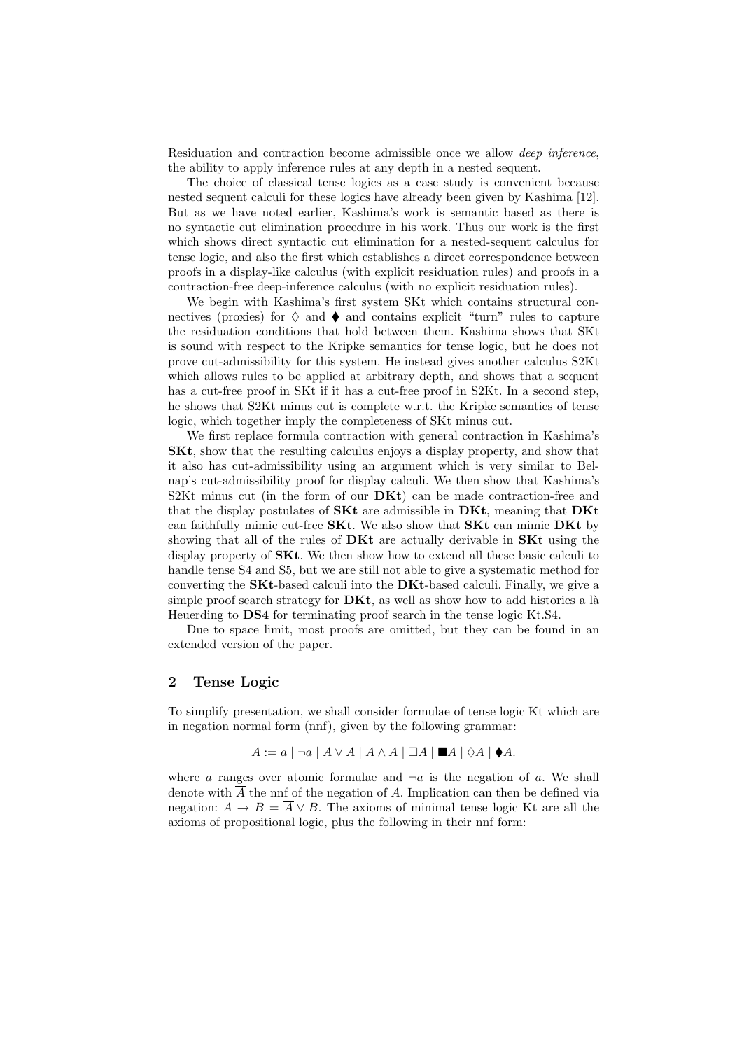Residuation and contraction become admissible once we allow *deep inference*, the ability to apply inference rules at any depth in a nested sequent.

The choice of classical tense logics as a case study is convenient because nested sequent calculi for these logics have already been given by Kashima [12]. But as we have noted earlier, Kashima's work is semantic based as there is no syntactic cut elimination procedure in his work. Thus our work is the first which shows direct syntactic cut elimination for a nested-sequent calculus for tense logic, and also the first which establishes a direct correspondence between proofs in a display-like calculus (with explicit residuation rules) and proofs in a contraction-free deep-inference calculus (with no explicit residuation rules).

We begin with Kashima's first system SKt which contains structural connectives (proxies) for $\Diamond$ and $\blacklozenge$ and contains explicit "turn" rules to capture the residuation conditions that hold between them. Kashima shows that SKt is sound with respect to the Kripke semantics for tense logic, but he does not prove cut-admissibility for this system. He instead gives another calculus S2Kt which allows rules to be applied at arbitrary depth, and shows that a sequent has a cut-free proof in SKt if it has a cut-free proof in S2Kt. In a second step, he shows that S2Kt minus cut is complete w.r.t. the Kripke semantics of tense logic, which together imply the completeness of SKt minus cut.

We first replace formula contraction with general contraction in Kashima's **SKt**, show that the resulting calculus enjoys a display property, and show that it also has cut-admissibility using an argument which is very similar to Belnap's cut-admissibility proof for display calculi. We then show that Kashima's S2Kt minus cut (in the form of our **DKt**) can be made contraction-free and that the display postulates of **SKt** are admissible in **DKt**, meaning that **DKt** can faithfully mimic cut-free **SKt**. We also show that **SKt** can mimic **DKt** by showing that all of the rules of **DKt** are actually derivable in **SKt** using the display property of **SKt**. We then show how to extend all these basic calculi to handle tense S4 and S5, but we are still not able to give a systematic method for converting the **SKt**-based calculi into the **DKt**-based calculi. Finally, we give a simple proof search strategy for **DKt**, as well as show how to add histories a là Heuerding to **DS4** for terminating proof search in the tense logic Kt.S4.

Due to space limit, most proofs are omitted, but they can be found in an extended version of the paper.

## 2 Tense Logic

To simplify presentation, we shall consider formulae of tense logic Kt which are in negation normal form (nnf), given by the following grammar:

$$A := a \mid \neg a \mid A \vee A \mid A \wedge A \mid \Box A \mid \blacksquare A \mid \Diamond A \mid \blacklozenge A.$$

where $a$ ranges over atomic formulae and $\neg a$ is the negation of $a$. We shall denote with $\overline{A}$ the nnf of the negation of $A$. Implication can then be defined via negation: $A \to B = \overline{A} \vee B$. The axioms of minimal tense logic Kt are all the axioms of propositional logic, plus the following in their nnf form: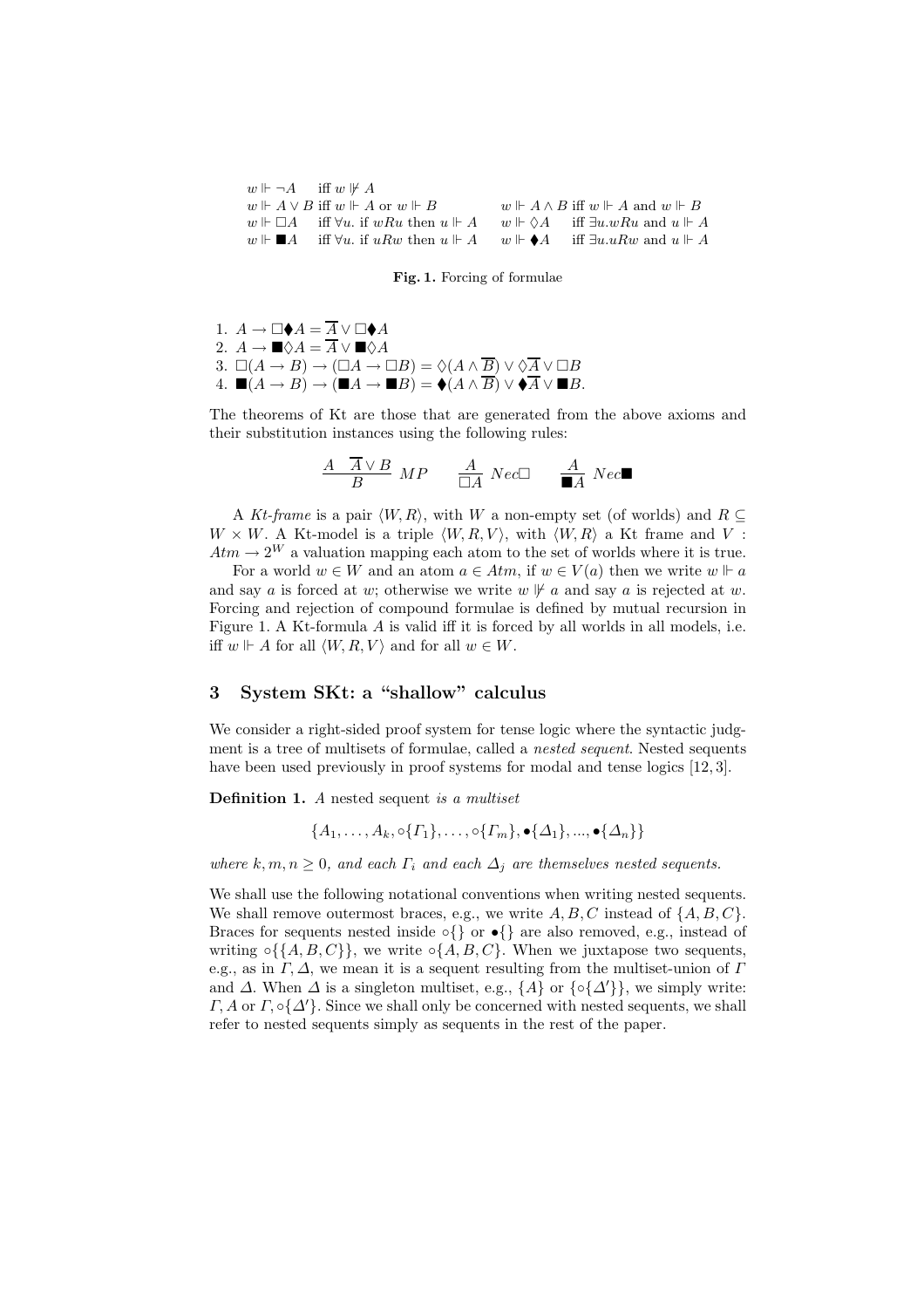$w \Vdash \neg A$ iff $w \not\Vdash A$

$w \Vdash A \vee B$ iff $w \Vdash A$ or $w \Vdash B$ $\qquad$ $w \Vdash A \wedge B$ iff $w \Vdash A$ and $w \Vdash B$

$w \Vdash \Box A$ iff $\forall u.$ if $wRu$ then $u \Vdash A$ $\qquad$ $w \Vdash \Diamond A$ iff $\exists u.wRu$ and $u \Vdash A$

$w \Vdash \blacksquare A$ iff $\forall u.$ if $uRw$ then $u \Vdash A$ $\qquad$ $w \Vdash \blacklozenge A$ iff $\exists u.uRw$ and $u \Vdash A$

**Fig. 1.** Forcing of formulae

1. $A \to \Box\blacklozenge A = \overline{A} \vee \Box\blacklozenge A$
2. $A \to \blacksquare\Diamond A = \overline{A} \vee \blacksquare\Diamond A$
3. $\Box(A \to B) \to (\Box A \to \Box B) = \Diamond(A \wedge \overline{B}) \vee \Diamond\overline{A} \vee \Box B$
4. $\blacksquare(A \to B) \to (\blacksquare A \to \blacksquare B) = \blacklozenge(A \wedge \overline{B}) \vee \blacklozenge\overline{A} \vee \blacksquare B.$

The theorems of Kt are those that are generated from the above axioms and their substitution instances using the following rules:

$$\frac{A \quad \overline{A} \vee B}{B}\ MP \qquad \frac{A}{\Box A}\ Nec\Box \qquad \frac{A}{\blacksquare A}\ Nec\blacksquare$$

A *Kt-frame* is a pair $\langle W, R\rangle$, with $W$ a non-empty set (of worlds) and $R \subseteq W \times W$. A Kt-model is a triple $\langle W, R, V\rangle$, with $\langle W, R\rangle$ a Kt frame and $V : Atm \to 2^W$ a valuation mapping each atom to the set of worlds where it is true.

For a world $w \in W$ and an atom $a \in Atm$, if $w \in V(a)$ then we write $w \Vdash a$ and say $a$ is forced at $w$; otherwise we write $w \not\Vdash a$ and say $a$ is rejected at $w$. Forcing and rejection of compound formulae is defined by mutual recursion in Figure 1. A Kt-formula $A$ is valid iff it is forced by all worlds in all models, i.e. iff $w \Vdash A$ for all $\langle W, R, V\rangle$ and for all $w \in W$.

## 3 System SKt: a "shallow" calculus

We consider a right-sided proof system for tense logic where the syntactic judgment is a tree of multisets of formulae, called a *nested sequent*. Nested sequents have been used previously in proof systems for modal and tense logics [12, 3].

**Definition 1.** *A* nested sequent *is a multiset*

$$\{A_1, \ldots, A_k, \circ\{\Gamma_1\}, \ldots, \circ\{\Gamma_m\}, \bullet\{\Delta_1\}, ..., \bullet\{\Delta_n\}\}$$

*where $k, m, n \geq 0$, and each $\Gamma_i$ and each $\Delta_j$ are themselves nested sequents.*

We shall use the following notational conventions when writing nested sequents. We shall remove outermost braces, e.g., we write $A, B, C$ instead of $\{A, B, C\}$. Braces for sequents nested inside $\circ\{\}$ or $\bullet\{\}$ are also removed, e.g., instead of writing $\circ\{\{A, B, C\}\}$, we write $\circ\{A, B, C\}$. When we juxtapose two sequents, e.g., as in $\Gamma, \Delta$, we mean it is a sequent resulting from the multiset-union of $\Gamma$ and $\Delta$. When $\Delta$ is a singleton multiset, e.g., $\{A\}$ or $\{\circ\{\Delta'\}\}$, we simply write: $\Gamma, A$ or $\Gamma, \circ\{\Delta'\}$. Since we shall only be concerned with nested sequents, we shall refer to nested sequents simply as sequents in the rest of the paper.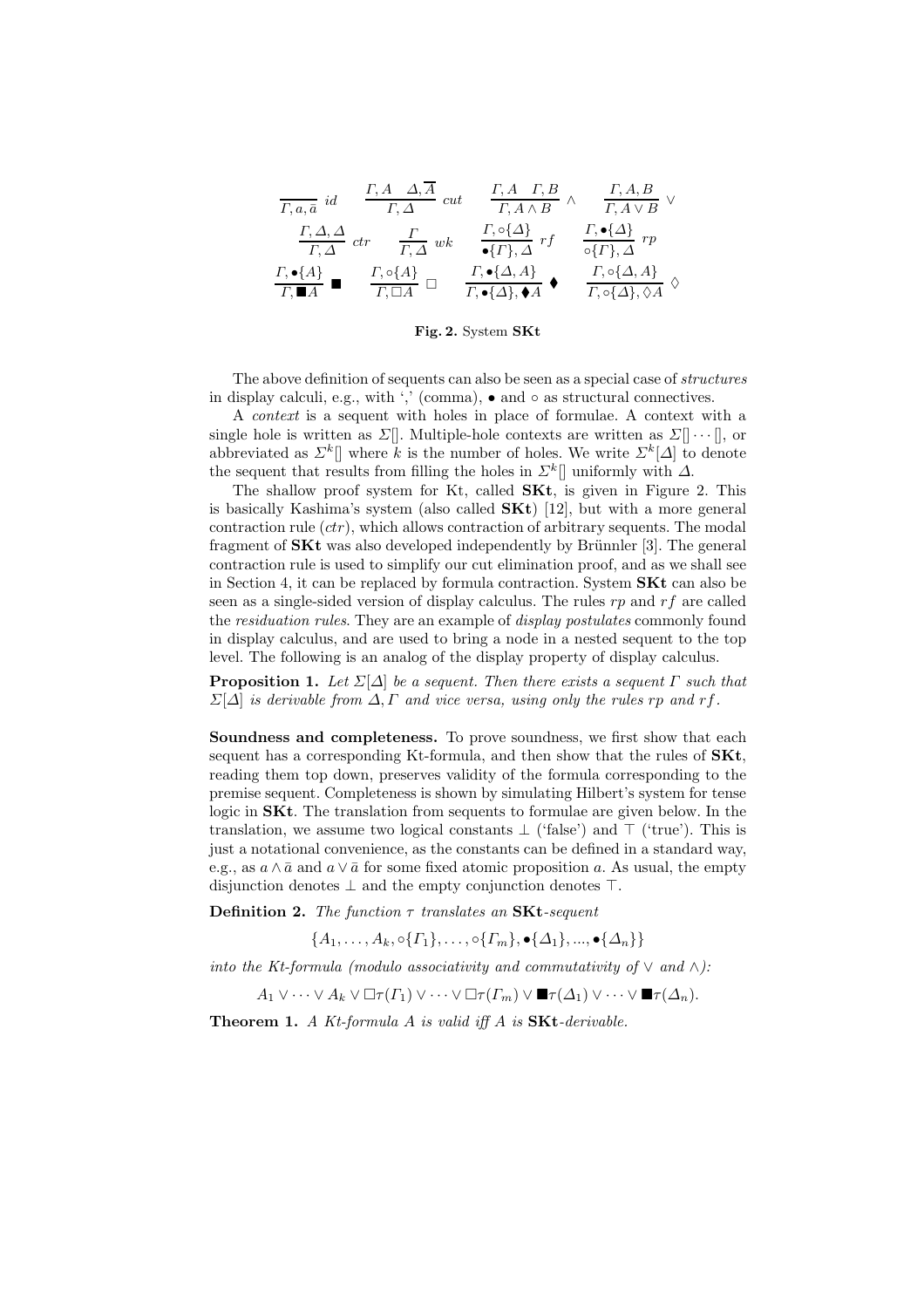$$
\frac{}{\Gamma, a, \bar{a}}\ id \qquad \frac{\Gamma, A \quad \Delta, \overline{A}}{\Gamma, \Delta}\ cut \qquad \frac{\Gamma, A \quad \Gamma, B}{\Gamma, A \wedge B}\ \wedge \qquad \frac{\Gamma, A, B}{\Gamma, A \vee B}\ \vee
$$

$$
\frac{\Gamma, \Delta, \Delta}{\Gamma, \Delta}\ ctr \qquad \frac{\Gamma}{\Gamma, \Delta}\ wk \qquad \frac{\Gamma, \circ\{\Delta\}}{\bullet\{\Gamma\}, \Delta}\ rf \qquad \frac{\Gamma, \bullet\{\Delta\}}{\circ\{\Gamma\}, \Delta}\ rp
$$

$$
\frac{\Gamma, \bullet\{A\}}{\Gamma, \blacksquare A}\ \blacksquare \qquad \frac{\Gamma, \circ\{A\}}{\Gamma, \Box A}\ \Box \qquad \frac{\Gamma, \bullet\{\Delta, A\}}{\Gamma, \bullet\{\Delta\}, \blacklozenge A}\ \blacklozenge \qquad \frac{\Gamma, \circ\{\Delta, A\}}{\Gamma, \circ\{\Delta\}, \Diamond A}\ \Diamond
$$

**Fig. 2.** System **SKt**

The above definition of sequents can also be seen as a special case of *structures* in display calculi, e.g., with ',' (comma), $\bullet$ and $\circ$ as structural connectives.

A *context* is a sequent with holes in place of formulae. A context with a single hole is written as $\Sigma[]$. Multiple-hole contexts are written as $\Sigma[] \cdots []$, or abbreviated as $\Sigma^k[]$ where $k$ is the number of holes. We write $\Sigma^k[\Delta]$ to denote the sequent that results from filling the holes in $\Sigma^k[]$ uniformly with $\Delta$.

The shallow proof system for Kt, called **SKt**, is given in Figure 2. This is basically Kashima's system (also called **SKt**) [12], but with a more general contraction rule ($ctr$), which allows contraction of arbitrary sequents. The modal fragment of **SKt** was also developed independently by Brünnler [3]. The general contraction rule is used to simplify our cut elimination proof, and as we shall see in Section 4, it can be replaced by formula contraction. System **SKt** can also be seen as a single-sided version of display calculus. The rules $rp$ and $rf$ are called the *residuation rules*. They are an example of *display postulates* commonly found in display calculus, and are used to bring a node in a nested sequent to the top level. The following is an analog of the display property of display calculus.

**Proposition 1.** *Let $\Sigma[\Delta]$ be a sequent. Then there exists a sequent $\Gamma$ such that $\Sigma[\Delta]$ is derivable from $\Delta, \Gamma$ and vice versa, using only the rules $rp$ and $rf$.*

**Soundness and completeness.** To prove soundness, we first show that each sequent has a corresponding Kt-formula, and then show that the rules of **SKt**, reading them top down, preserves validity of the formula corresponding to the premise sequent. Completeness is shown by simulating Hilbert's system for tense logic in **SKt**. The translation from sequents to formulae are given below. In the translation, we assume two logical constants $\bot$ ('false') and $\top$ ('true'). This is just a notational convenience, as the constants can be defined in a standard way, e.g., as $a \wedge \bar{a}$ and $a \vee \bar{a}$ for some fixed atomic proposition $a$. As usual, the empty disjunction denotes $\bot$ and the empty conjunction denotes $\top$.

**Definition 2.** *The function $\tau$ translates an **SKt**-sequent*

$$\{A_1, \ldots, A_k, \circ\{\Gamma_1\}, \ldots, \circ\{\Gamma_m\}, \bullet\{\Delta_1\}, ..., \bullet\{\Delta_n\}\}$$

*into the Kt-formula (modulo associativity and commutativity of $\vee$ and $\wedge$):*

$$A_1 \vee \cdots \vee A_k \vee \Box\tau(\Gamma_1) \vee \cdots \vee \Box\tau(\Gamma_m) \vee \blacksquare\tau(\Delta_1) \vee \cdots \vee \blacksquare\tau(\Delta_n).$$

**Theorem 1.** *A Kt-formula $A$ is valid iff $A$ is **SKt**-derivable.*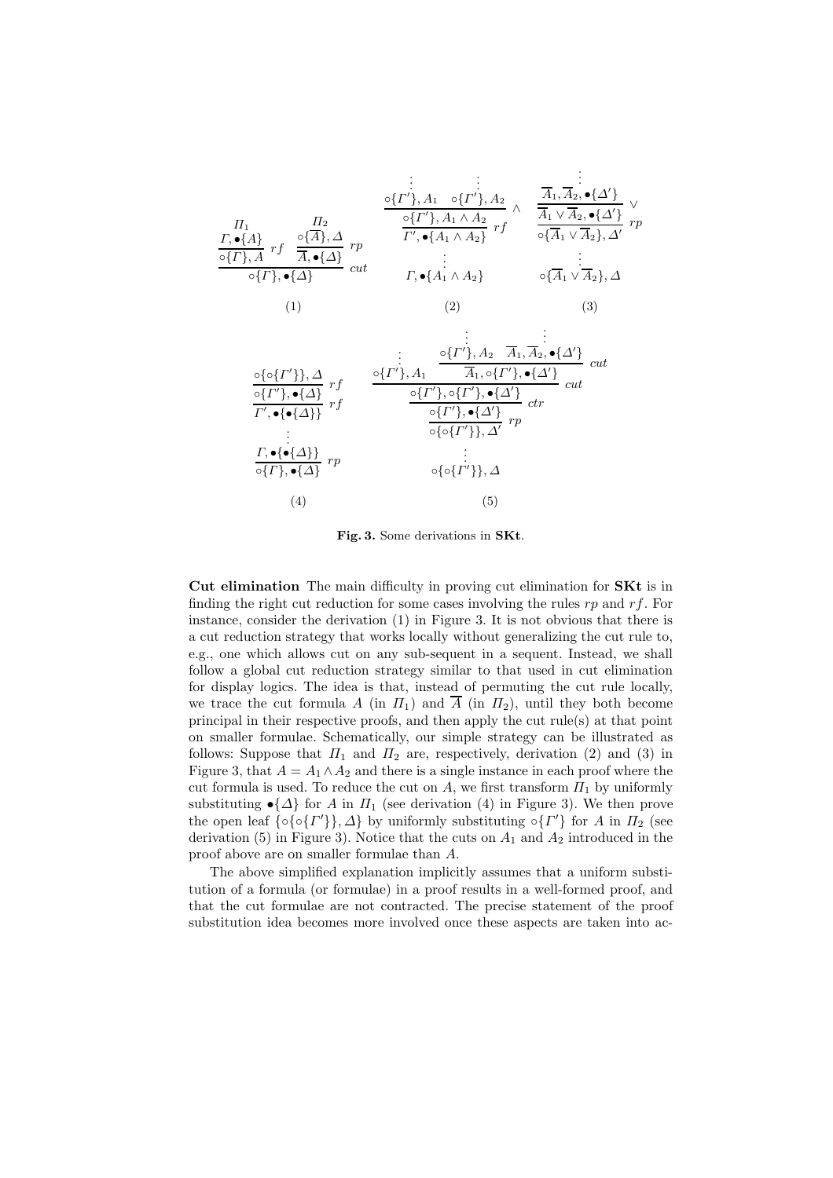$$
\dfrac{\dfrac{\begin{matrix}\Pi_1 \\ \Gamma, \bullet\{A\}\end{matrix}}{\circ\{\Gamma\}, A}\; rf \qquad \dfrac{\begin{matrix}\Pi_2 \\ \circ\{\overline{A}\}, \Delta\end{matrix}}{\overline{A}, \bullet\{\Delta\}}\; rp}{\circ\{\Gamma\}, \bullet\{\Delta\}}\; cut
\qquad
\begin{matrix}
\dfrac{\dfrac{\begin{matrix}\vdots \\ \circ\{\Gamma'\}, A_1\end{matrix} \quad \begin{matrix}\vdots \\ \circ\{\Gamma'\}, A_2\end{matrix}}{\circ\{\Gamma'\}, A_1 \wedge A_2}\; \wedge}{\Gamma', \bullet\{A_1 \wedge A_2\}}\; rf \\ \vdots \\ \Gamma, \bullet\{A_1 \wedge A_2\}
\end{matrix}
\qquad
\begin{matrix}
\dfrac{\dfrac{\begin{matrix}\vdots \\ \overline{A}_1, \overline{A}_2, \bullet\{\Delta'\}\end{matrix}}{\overline{A}_1 \vee \overline{A}_2, \bullet\{\Delta'\}}\; \vee}{\circ\{\overline{A}_1 \vee \overline{A}_2\}, \Delta'}\; rp \\ \vdots \\ \circ\{\overline{A}_1 \vee \overline{A}_2\}, \Delta
\end{matrix}
$$

(1) (2) (3)

$$
\begin{matrix}
\dfrac{\dfrac{\circ\{\circ\{\Gamma'\}\}, \Delta}{\circ\{\Gamma'\}, \bullet\{\Delta\}}\; rf}{\Gamma', \bullet\{\bullet\{\Delta\}\}}\; rf \\ \vdots \\ \dfrac{\Gamma, \bullet\{\bullet\{\Delta\}\}}{\circ\{\Gamma\}, \bullet\{\Delta\}}\; rp
\end{matrix}
\qquad
\begin{matrix}
\dfrac{\dfrac{\dfrac{\begin{matrix}\vdots \\ \circ\{\Gamma'\}, A_1\end{matrix} \quad \dfrac{\begin{matrix}\vdots \\ \circ\{\Gamma'\}, A_2\end{matrix} \quad \begin{matrix}\vdots \\ \overline{A}_1, \overline{A}_2, \bullet\{\Delta'\}\end{matrix}}{\overline{A}_1, \circ\{\Gamma'\}, \bullet\{\Delta'\}}\; cut}{\circ\{\Gamma'\}, \circ\{\Gamma'\}, \bullet\{\Delta'\}}\; cut}{\circ\{\Gamma'\}, \bullet\{\Delta'\}}\; ctr}{\circ\{\circ\{\Gamma'\}\}, \Delta'}\; rp \\ \vdots \\ \circ\{\circ\{\Gamma'\}\}, \Delta
\end{matrix}
$$

(4) (5)

**Fig. 3.** Some derivations in **SKt**.

**Cut elimination** The main difficulty in proving cut elimination for **SKt** is in finding the right cut reduction for some cases involving the rules $rp$ and $rf$. For instance, consider the derivation (1) in Figure 3. It is not obvious that there is a cut reduction strategy that works locally without generalizing the cut rule to, e.g., one which allows cut on any sub-sequent in a sequent. Instead, we shall follow a global cut reduction strategy similar to that used in cut elimination for display logics. The idea is that, instead of permuting the cut rule locally, we trace the cut formula $A$ (in $\Pi_1$) and $\overline{A}$ (in $\Pi_2$), until they both become principal in their respective proofs, and then apply the cut rule(s) at that point on smaller formulae. Schematically, our simple strategy can be illustrated as follows: Suppose that $\Pi_1$ and $\Pi_2$ are, respectively, derivation (2) and (3) in Figure 3, that $A = A_1 \wedge A_2$ and there is a single instance in each proof where the cut formula is used. To reduce the cut on $A$, we first transform $\Pi_1$ by uniformly substituting $\bullet\{\Delta\}$ for $A$ in $\Pi_1$ (see derivation (4) in Figure 3). We then prove the open leaf $\{\circ\{\circ\{\Gamma'\}\}, \Delta\}$ by uniformly substituting $\circ\{\Gamma'\}$ for $A$ in $\Pi_2$ (see derivation (5) in Figure 3). Notice that the cuts on $A_1$ and $A_2$ introduced in the proof above are on smaller formulae than $A$.

The above simplified explanation implicitly assumes that a uniform substitution of a formula (or formulae) in a proof results in a well-formed proof, and that the cut formulae are not contracted. The precise statement of the proof substitution idea becomes more involved once these aspects are taken into ac-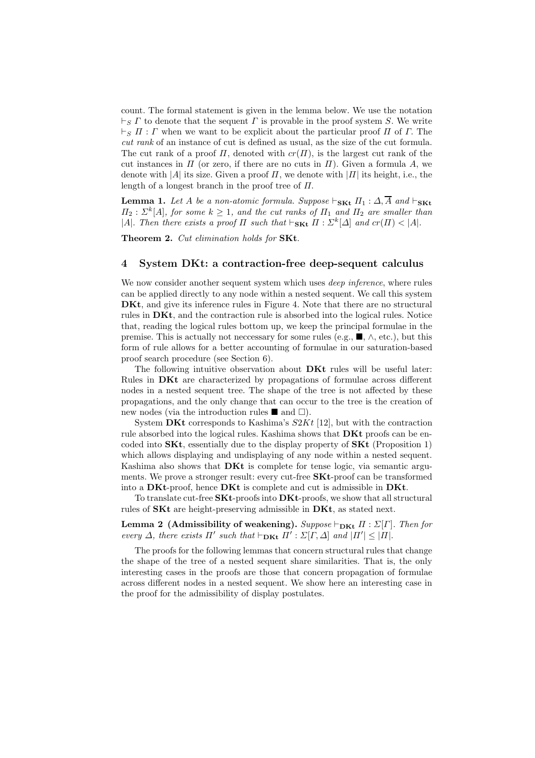count. The formal statement is given in the lemma below. We use the notation $\vdash_S \Gamma$ to denote that the sequent $\Gamma$ is provable in the proof system $S$. We write $\vdash_S \Pi : \Gamma$ when we want to be explicit about the particular proof $\Pi$ of $\Gamma$. The *cut rank* of an instance of cut is defined as usual, as the size of the cut formula. The cut rank of a proof $\Pi$, denoted with $cr(\Pi)$, is the largest cut rank of the cut instances in $\Pi$ (or zero, if there are no cuts in $\Pi$). Given a formula $A$, we denote with $|A|$ its size. Given a proof $\Pi$, we denote with $|\Pi|$ its height, i.e., the length of a longest branch in the proof tree of $\Pi$.

**Lemma 1.** *Let $A$ be a non-atomic formula. Suppose $\vdash_{\mathbf{SKt}} \Pi_1 : \Delta, \overline{A}$ and $\vdash_{\mathbf{SKt}} \Pi_2 : \Sigma^k[A]$, for some $k \geq 1$, and the cut ranks of $\Pi_1$ and $\Pi_2$ are smaller than $|A|$. Then there exists a proof $\Pi$ such that $\vdash_{\mathbf{SKt}} \Pi : \Sigma^k[\Delta]$ and $cr(\Pi) < |A|$.*

**Theorem 2.** *Cut elimination holds for* **SKt**.

## 4 System DKt: a contraction-free deep-sequent calculus

We now consider another sequent system which uses *deep inference*, where rules can be applied directly to any node within a nested sequent. We call this system **DKt**, and give its inference rules in Figure 4. Note that there are no structural rules in **DKt**, and the contraction rule is absorbed into the logical rules. Notice that, reading the logical rules bottom up, we keep the principal formulae in the premise. This is actually not neccessary for some rules (e.g., $\blacksquare$, $\wedge$, etc.), but this form of rule allows for a better accounting of formulae in our saturation-based proof search procedure (see Section 6).

The following intuitive observation about **DKt** rules will be useful later: Rules in **DKt** are characterized by propagations of formulae across different nodes in a nested sequent tree. The shape of the tree is not affected by these propagations, and the only change that can occur to the tree is the creation of new nodes (via the introduction rules $\blacksquare$ and $\Box$).

System **DKt** corresponds to Kashima's $S2Kt$ [12], but with the contraction rule absorbed into the logical rules. Kashima shows that **DKt** proofs can be encoded into **SKt**, essentially due to the display property of **SKt** (Proposition 1) which allows displaying and undisplaying of any node within a nested sequent. Kashima also shows that **DKt** is complete for tense logic, via semantic arguments. We prove a stronger result: every cut-free **SKt**-proof can be transformed into a **DKt**-proof, hence **DKt** is complete and cut is admissible in **DKt**.

To translate cut-free **SKt**-proofs into **DKt**-proofs, we show that all structural rules of **SKt** are height-preserving admissible in **DKt**, as stated next.

**Lemma 2 (Admissibility of weakening).** *Suppose $\vdash_{\mathbf{DKt}} \Pi : \Sigma[\Gamma]$. Then for every $\Delta$, there exists $\Pi'$ such that $\vdash_{\mathbf{DKt}} \Pi' : \Sigma[\Gamma, \Delta]$ and $|\Pi'| \leq |\Pi|$.*

The proofs for the following lemmas that concern structural rules that change the shape of the tree of a nested sequent share similarities. That is, the only interesting cases in the proofs are those that concern propagation of formulae across different nodes in a nested sequent. We show here an interesting case in the proof for the admissibility of display postulates.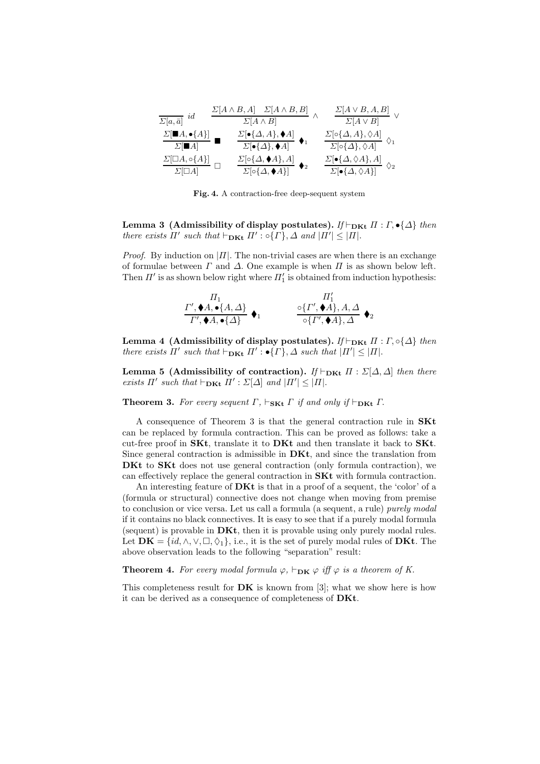$$\frac{}{\Sigma[a,\bar{a}]}\ id \qquad \frac{\Sigma[A\wedge B, A] \quad \Sigma[A\wedge B, B]}{\Sigma[A\wedge B]}\ \wedge \qquad \frac{\Sigma[A\vee B, A, B]}{\Sigma[A\vee B]}\ \vee$$

$$\frac{\Sigma[\blacksquare A, \bullet\{A\}]}{\Sigma[\blacksquare A]}\ \blacksquare \qquad \frac{\Sigma[\bullet\{\Delta, A\}, \blacklozenge A]}{\Sigma[\bullet\{\Delta\}, \blacklozenge A]}\ \blacklozenge_1 \qquad \frac{\Sigma[\circ\{\Delta, A\}, \lozenge A]}{\Sigma[\circ\{\Delta\}, \lozenge A]}\ \lozenge_1$$

$$\frac{\Sigma[\Box A, \circ\{A\}]}{\Sigma[\Box A]}\ \Box \qquad \frac{\Sigma[\circ\{\Delta, \blacklozenge A\}, A]}{\Sigma[\circ\{\Delta, \blacklozenge A\}]}\ \blacklozenge_2 \qquad \frac{\Sigma[\bullet\{\Delta, \lozenge A\}, A]}{\Sigma[\bullet\{\Delta, \lozenge A\}]}\ \lozenge_2$$

**Fig. 4.** A contraction-free deep-sequent system

**Lemma 3 (Admissibility of display postulates).** *If* $\vdash_{\mathbf{DKt}} \Pi : \Gamma, \bullet\{\Delta\}$ *then there exists* $\Pi'$ *such that* $\vdash_{\mathbf{DKt}} \Pi' : \circ\{\Gamma\}, \Delta$ *and* $|\Pi'| \leq |\Pi|$.

*Proof.* By induction on $|\Pi|$. The non-trivial cases are when there is an exchange of formulae between $\Gamma$ and $\Delta$. One example is when $\Pi$ is as shown below left. Then $\Pi'$ is as shown below right where $\Pi_1'$ is obtained from induction hypothesis:

$$\frac{\begin{array}{c}\Pi_1\\ \Gamma', \blacklozenge A, \bullet\{A, \Delta\}\end{array}}{\Gamma', \blacklozenge A, \bullet\{\Delta\}}\ \blacklozenge_1 \qquad\qquad \frac{\begin{array}{c}\Pi_1'\\ \circ\{\Gamma', \blacklozenge A\}, A, \Delta\end{array}}{\circ\{\Gamma', \blacklozenge A\}, \Delta}\ \blacklozenge_2$$

**Lemma 4 (Admissibility of display postulates).** *If* $\vdash_{\mathbf{DKt}} \Pi : \Gamma, \circ\{\Delta\}$ *then there exists* $\Pi'$ *such that* $\vdash_{\mathbf{DKt}} \Pi' : \bullet\{\Gamma\}, \Delta$ *such that* $|\Pi'| \leq |\Pi|$.

**Lemma 5 (Admissibility of contraction).** *If* $\vdash_{\mathbf{DKt}} \Pi : \Sigma[\Delta, \Delta]$ *then there exists* $\Pi'$ *such that* $\vdash_{\mathbf{DKt}} \Pi' : \Sigma[\Delta]$ *and* $|\Pi'| \leq |\Pi|$.

**Theorem 3.** *For every sequent* $\Gamma$, $\vdash_{\mathbf{SKt}} \Gamma$ *if and only if* $\vdash_{\mathbf{DKt}} \Gamma$.

A consequence of Theorem 3 is that the general contraction rule in **SKt** can be replaced by formula contraction. This can be proved as follows: take a cut-free proof in **SKt**, translate it to **DKt** and then translate it back to **SKt**. Since general contraction is admissible in **DKt**, and since the translation from **DKt** to **SKt** does not use general contraction (only formula contraction), we can effectively replace the general contraction in **SKt** with formula contraction.

An interesting feature of **DKt** is that in a proof of a sequent, the 'color' of a (formula or structural) connective does not change when moving from premise to conclusion or vice versa. Let us call a formula (a sequent, a rule) *purely modal* if it contains no black connectives. It is easy to see that if a purely modal formula (sequent) is provable in **DKt**, then it is provable using only purely modal rules. Let $\mathbf{DK} = \{id, \wedge, \vee, \Box, \lozenge_1\}$, i.e., it is the set of purely modal rules of **DKt**. The above observation leads to the following "separation" result:

**Theorem 4.** *For every modal formula* $\varphi$, $\vdash_{\mathbf{DK}} \varphi$ *iff* $\varphi$ *is a theorem of K.*

This completeness result for **DK** is known from [3]; what we show here is how it can be derived as a consequence of completeness of **DKt**.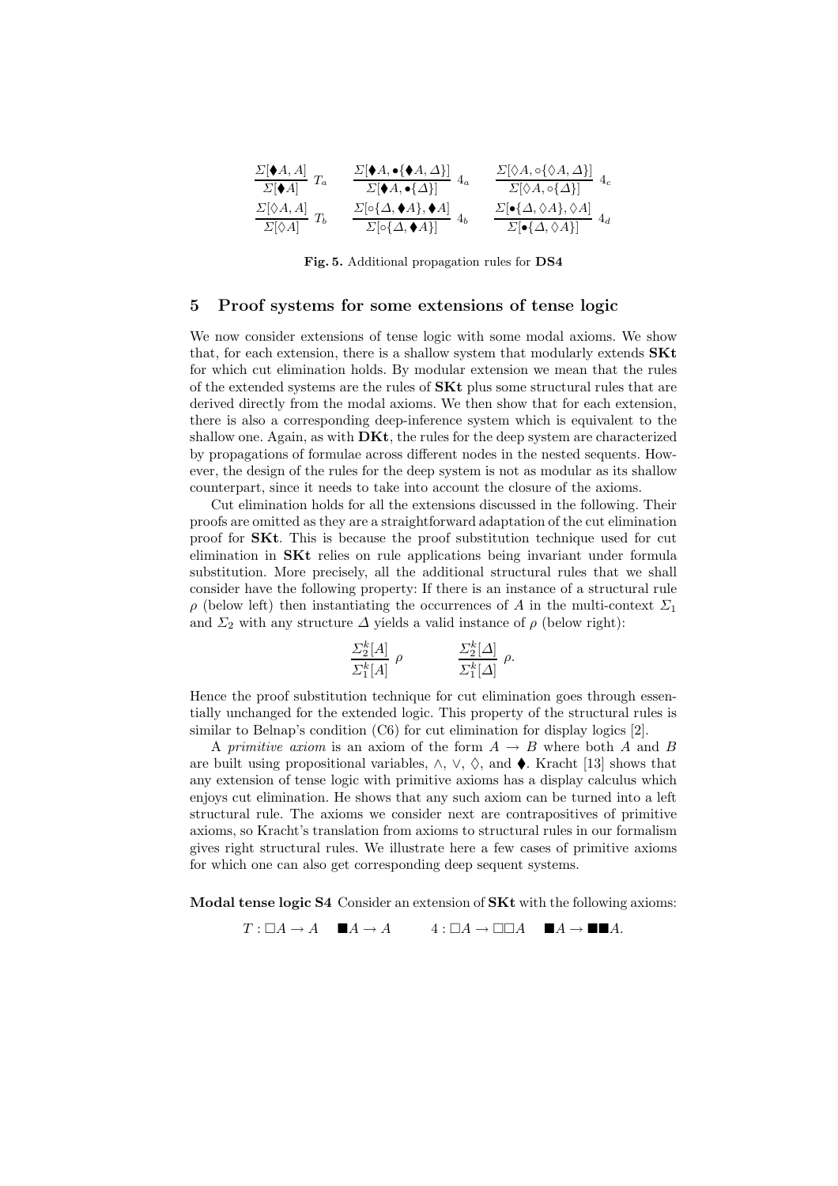$$\frac{\Sigma[\blacklozenge A, A]}{\Sigma[\blacklozenge A]}\ T_a \qquad \frac{\Sigma[\blacklozenge A, \bullet\{\blacklozenge A, \Delta\}]}{\Sigma[\blacklozenge A, \bullet\{\Delta\}]}\ 4_a \qquad \frac{\Sigma[\Diamond A, \circ\{\Diamond A, \Delta\}]}{\Sigma[\Diamond A, \circ\{\Delta\}]}\ 4_c$$

$$\frac{\Sigma[\Diamond A, A]}{\Sigma[\Diamond A]}\ T_b \qquad \frac{\Sigma[\circ\{\Delta, \blacklozenge A\}, \blacklozenge A]}{\Sigma[\circ\{\Delta, \blacklozenge A\}]}\ 4_b \qquad \frac{\Sigma[\bullet\{\Delta, \Diamond A\}, \Diamond A]}{\Sigma[\bullet\{\Delta, \Diamond A\}]}\ 4_d$$

**Fig. 5.** Additional propagation rules for **DS4**

## 5 Proof systems for some extensions of tense logic

We now consider extensions of tense logic with some modal axioms. We show that, for each extension, there is a shallow system that modularly extends **SKt** for which cut elimination holds. By modular extension we mean that the rules of the extended systems are the rules of **SKt** plus some structural rules that are derived directly from the modal axioms. We then show that for each extension, there is also a corresponding deep-inference system which is equivalent to the shallow one. Again, as with **DKt**, the rules for the deep system are characterized by propagations of formulae across different nodes in the nested sequents. However, the design of the rules for the deep system is not as modular as its shallow counterpart, since it needs to take into account the closure of the axioms.

Cut elimination holds for all the extensions discussed in the following. Their proofs are omitted as they are a straightforward adaptation of the cut elimination proof for **SKt**. This is because the proof substitution technique used for cut elimination in **SKt** relies on rule applications being invariant under formula substitution. More precisely, all the additional structural rules that we shall consider have the following property: If there is an instance of a structural rule $\rho$ (below left) then instantiating the occurrences of $A$ in the multi-context $\Sigma_1$ and $\Sigma_2$ with any structure $\Delta$ yields a valid instance of $\rho$ (below right):

$$\frac{\Sigma_2^k[A]}{\Sigma_1^k[A]}\ \rho \qquad\qquad \frac{\Sigma_2^k[\Delta]}{\Sigma_1^k[\Delta]}\ \rho.$$

Hence the proof substitution technique for cut elimination goes through essentially unchanged for the extended logic. This property of the structural rules is similar to Belnap's condition (C6) for cut elimination for display logics [2].

A *primitive axiom* is an axiom of the form $A \to B$ where both $A$ and $B$ are built using propositional variables, $\wedge$, $\vee$, $\Diamond$, and $\blacklozenge$. Kracht [13] shows that any extension of tense logic with primitive axioms has a display calculus which enjoys cut elimination. He shows that any such axiom can be turned into a left structural rule. The axioms we consider next are contrapositives of primitive axioms, so Kracht's translation from axioms to structural rules in our formalism gives right structural rules. We illustrate here a few cases of primitive axioms for which one can also get corresponding deep sequent systems.

**Modal tense logic S4** Consider an extension of **SKt** with the following axioms:

$$T : \Box A \to A \quad \blacksquare A \to A \qquad 4 : \Box A \to \Box\Box A \quad \blacksquare A \to \blacksquare\blacksquare A.$$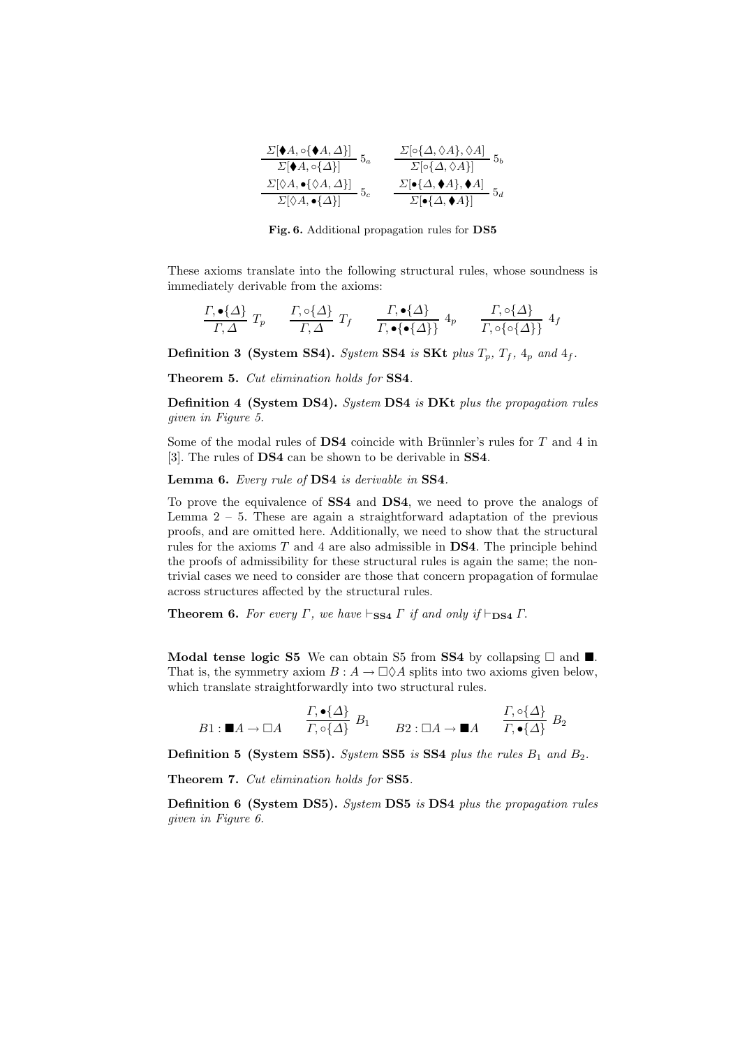$$\frac{\Sigma[\blacklozenge A, \circ\{\blacklozenge A, \Delta\}]}{\Sigma[\blacklozenge A, \circ\{\Delta\}]}\ 5_a \qquad \frac{\Sigma[\circ\{\Delta, \Diamond A\}, \Diamond A]}{\Sigma[\circ\{\Delta, \Diamond A\}]}\ 5_b$$

$$\frac{\Sigma[\Diamond A, \bullet\{\Diamond A, \Delta\}]}{\Sigma[\Diamond A, \bullet\{\Delta\}]}\ 5_c \qquad \frac{\Sigma[\bullet\{\Delta, \blacklozenge A\}, \blacklozenge A]}{\Sigma[\bullet\{\Delta, \blacklozenge A\}]}\ 5_d$$

**Fig. 6.** Additional propagation rules for **DS5**

These axioms translate into the following structural rules, whose soundness is immediately derivable from the axioms:

$$\frac{\Gamma, \bullet\{\Delta\}}{\Gamma, \Delta}\ T_p \qquad \frac{\Gamma, \circ\{\Delta\}}{\Gamma, \Delta}\ T_f \qquad \frac{\Gamma, \bullet\{\Delta\}}{\Gamma, \bullet\{\bullet\{\Delta\}\}}\ 4_p \qquad \frac{\Gamma, \circ\{\Delta\}}{\Gamma, \circ\{\circ\{\Delta\}\}}\ 4_f$$

**Definition 3 (System SS4).** *System* **SS4** *is* **SKt** *plus* $T_p$, $T_f$, $4_p$ *and* $4_f$.

**Theorem 5.** *Cut elimination holds for* **SS4**.

**Definition 4 (System DS4).** *System* **DS4** *is* **DKt** *plus the propagation rules given in Figure 5.*

Some of the modal rules of **DS4** coincide with Brünnler's rules for $T$ and 4 in [3]. The rules of **DS4** can be shown to be derivable in **SS4**.

**Lemma 6.** *Every rule of* **DS4** *is derivable in* **SS4**.

To prove the equivalence of **SS4** and **DS4**, we need to prove the analogs of Lemma 2 – 5. These are again a straightforward adaptation of the previous proofs, and are omitted here. Additionally, we need to show that the structural rules for the axioms $T$ and 4 are also admissible in **DS4**. The principle behind the proofs of admissibility for these structural rules is again the same; the non-trivial cases we need to consider are those that concern propagation of formulae across structures affected by the structural rules.

**Theorem 6.** *For every* $\Gamma$*, we have* $\vdash_{\mathbf{SS4}} \Gamma$ *if and only if* $\vdash_{\mathbf{DS4}} \Gamma$.

**Modal tense logic S5** We can obtain S5 from **SS4** by collapsing $\Box$ and $\blacksquare$. That is, the symmetry axiom $B : A \to \Box\Diamond A$ splits into two axioms given below, which translate straightforwardly into two structural rules.

$$B1 : \blacksquare A \to \Box A \qquad \frac{\Gamma, \bullet\{\Delta\}}{\Gamma, \circ\{\Delta\}}\ B_1 \qquad B2 : \Box A \to \blacksquare A \qquad \frac{\Gamma, \circ\{\Delta\}}{\Gamma, \bullet\{\Delta\}}\ B_2$$

**Definition 5 (System SS5).** *System* **SS5** *is* **SS4** *plus the rules* $B_1$ *and* $B_2$.

**Theorem 7.** *Cut elimination holds for* **SS5**.

**Definition 6 (System DS5).** *System* **DS5** *is* **DS4** *plus the propagation rules given in Figure 6.*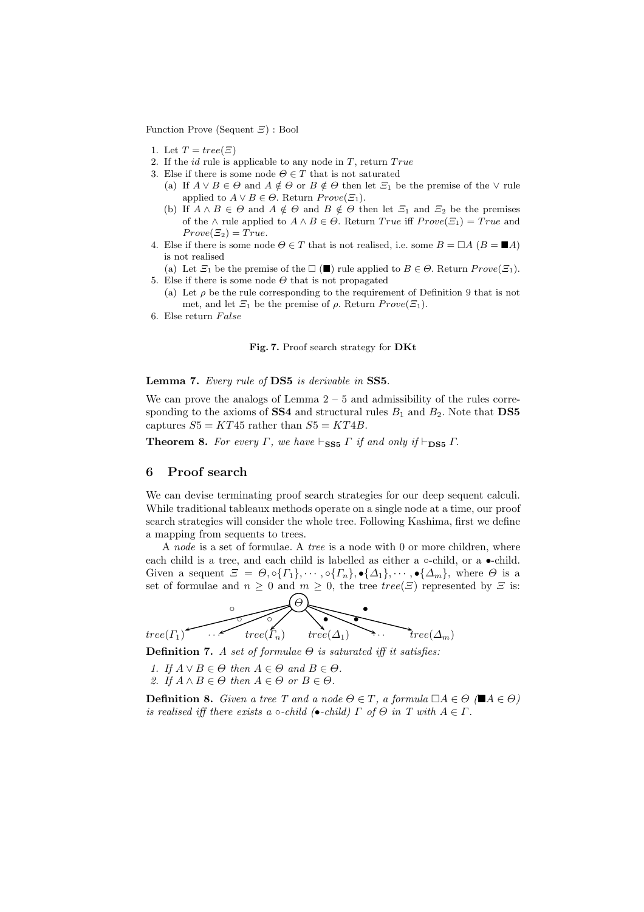Function Prove (Sequent $\Xi$) : Bool

1. Let $T = tree(\Xi)$
2. If the $id$ rule is applicable to any node in $T$, return $True$
3. Else if there is some node $\Theta \in T$ that is not saturated
   (a) If $A \vee B \in \Theta$ and $A \notin \Theta$ or $B \notin \Theta$ then let $\Xi_1$ be the premise of the $\vee$ rule applied to $A \vee B \in \Theta$. Return $Prove(\Xi_1)$.
   (b) If $A \wedge B \in \Theta$ and $A \notin \Theta$ and $B \notin \Theta$ then let $\Xi_1$ and $\Xi_2$ be the premises of the $\wedge$ rule applied to $A \wedge B \in \Theta$. Return $True$ iff $Prove(\Xi_1) = True$ and $Prove(\Xi_2) = True$.
4. Else if there is some node $\Theta \in T$ that is not realised, i.e. some $B = \Box A$ ($B = \blacksquare A$) is not realised
   (a) Let $\Xi_1$ be the premise of the $\Box$ ($\blacksquare$) rule applied to $B \in \Theta$. Return $Prove(\Xi_1)$.
5. Else if there is some node $\Theta$ that is not propagated
   (a) Let $\rho$ be the rule corresponding to the requirement of Definition 9 that is not met, and let $\Xi_1$ be the premise of $\rho$. Return $Prove(\Xi_1)$.
6. Else return $False$

**Fig. 7.** Proof search strategy for **DKt**

**Lemma 7.** *Every rule of* **DS5** *is derivable in* **SS5**.

We can prove the analogs of Lemma 2 – 5 and admissibility of the rules corresponding to the axioms of **SS4** and structural rules $B_1$ and $B_2$. Note that **DS5** captures $S5 = KT45$ rather than $S5 = KT4B$.

**Theorem 8.** *For every $\Gamma$, we have $\vdash_{\mathbf{SS5}} \Gamma$ if and only if $\vdash_{\mathbf{DS5}} \Gamma$.*

## 6 Proof search

We can devise terminating proof search strategies for our deep sequent calculi. While traditional tableaux methods operate on a single node at a time, our proof search strategies will consider the whole tree. Following Kashima, first we define a mapping from sequents to trees.

A *node* is a set of formulae. A *tree* is a node with 0 or more children, where each child is a tree, and each child is labelled as either a $\circ$-child, or a $\bullet$-child. Given a sequent $\Xi = \Theta, \circ\{\Gamma_1\}, \cdots, \circ\{\Gamma_n\}, \bullet\{\Delta_1\}, \cdots, \bullet\{\Delta_m\}$, where $\Theta$ is a set of formulae and $n \geq 0$ and $m \geq 0$, the tree $tree(\Xi)$ represented by $\Xi$ is:

$$\Theta \;\xrightarrow{\circ}\; tree(\Gamma_1) \;\cdots\; \xrightarrow{\circ}\; tree(\Gamma_n) \qquad \xrightarrow{\bullet}\; tree(\Delta_1) \;\cdots\; \xrightarrow{\bullet}\; tree(\Delta_m)$$

**Definition 7.** *A set of formulae $\Theta$ is saturated iff it satisfies:*

1. *If $A \vee B \in \Theta$ then $A \in \Theta$ and $B \in \Theta$.*
2. *If $A \wedge B \in \Theta$ then $A \in \Theta$ or $B \in \Theta$.*

**Definition 8.** *Given a tree $T$ and a node $\Theta \in T$, a formula $\Box A \in \Theta$ ($\blacksquare A \in \Theta$) is realised iff there exists a $\circ$-child ($\bullet$-child) $\Gamma$ of $\Theta$ in $T$ with $A \in \Gamma$.*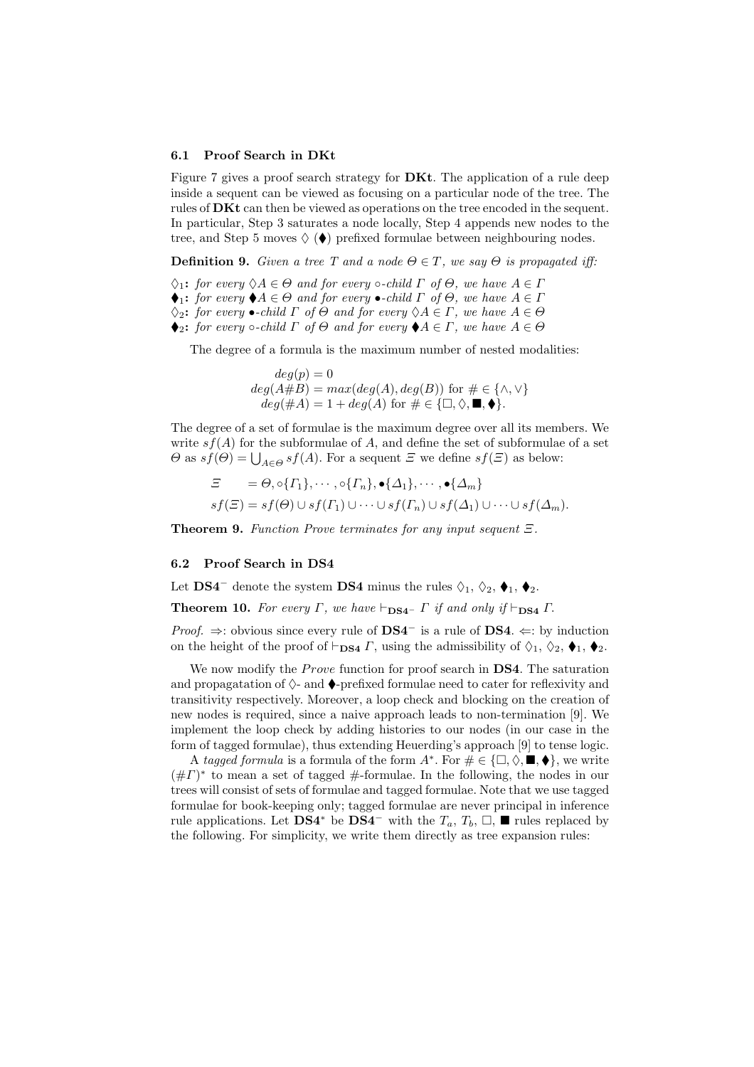### 6.1 Proof Search in DKt

Figure 7 gives a proof search strategy for **DKt**. The application of a rule deep inside a sequent can be viewed as focusing on a particular node of the tree. The rules of **DKt** can then be viewed as operations on the tree encoded in the sequent. In particular, Step 3 saturates a node locally, Step 4 appends new nodes to the tree, and Step 5 moves $\Diamond$ ($\blacklozenge$) prefixed formulae between neighbouring nodes.

**Definition 9.** *Given a tree $T$ and a node $\Theta \in T$, we say $\Theta$ is propagated iff:*

$\Diamond_1$**:** *for every $\Diamond A \in \Theta$ and for every $\circ$-child $\Gamma$ of $\Theta$, we have $A \in \Gamma$*
$\blacklozenge_1$**:** *for every $\blacklozenge A \in \Theta$ and for every $\bullet$-child $\Gamma$ of $\Theta$, we have $A \in \Gamma$*
$\Diamond_2$**:** *for every $\bullet$-child $\Gamma$ of $\Theta$ and for every $\Diamond A \in \Gamma$, we have $A \in \Theta$*
$\blacklozenge_2$**:** *for every $\circ$-child $\Gamma$ of $\Theta$ and for every $\blacklozenge A \in \Gamma$, we have $A \in \Theta$*

The degree of a formula is the maximum number of nested modalities:

$$
\begin{aligned}
deg(p) &= 0\\
deg(A\#B) &= max(deg(A), deg(B)) \text{ for } \# \in \{\wedge, \vee\}\\
deg(\#A) &= 1 + deg(A) \text{ for } \# \in \{\Box, \Diamond, \blacksquare, \blacklozenge\}.
\end{aligned}
$$

The degree of a set of formulae is the maximum degree over all its members. We write $sf(A)$ for the subformulae of $A$, and define the set of subformulae of a set $\Theta$ as $sf(\Theta) = \bigcup_{A\in\Theta} sf(A)$. For a sequent $\Xi$ we define $sf(\Xi)$ as below:

$$
\begin{aligned}
\Xi \quad &= \Theta, \circ\{\Gamma_1\}, \cdots, \circ\{\Gamma_n\}, \bullet\{\Delta_1\}, \cdots, \bullet\{\Delta_m\}\\
sf(\Xi) &= sf(\Theta) \cup sf(\Gamma_1) \cup \cdots \cup sf(\Gamma_n) \cup sf(\Delta_1) \cup \cdots \cup sf(\Delta_m).
\end{aligned}
$$

**Theorem 9.** *Function Prove terminates for any input sequent $\Xi$.*

### 6.2 Proof Search in DS4

Let $\mathbf{DS4}^-$ denote the system **DS4** minus the rules $\Diamond_1$, $\Diamond_2$, $\blacklozenge_1$, $\blacklozenge_2$.

**Theorem 10.** *For every $\Gamma$, we have $\vdash_{\mathbf{DS4}^-} \Gamma$ if and only if $\vdash_{\mathbf{DS4}} \Gamma$.*

*Proof.* $\Rightarrow$: obvious since every rule of $\mathbf{DS4}^-$ is a rule of **DS4**. $\Leftarrow$: by induction on the height of the proof of $\vdash_{\mathbf{DS4}} \Gamma$, using the admissibility of $\Diamond_1$, $\Diamond_2$, $\blacklozenge_1$, $\blacklozenge_2$.

We now modify the *Prove* function for proof search in **DS4**. The saturation and propagatation of $\Diamond$- and $\blacklozenge$-prefixed formulae need to cater for reflexivity and transitivity respectively. Moreover, a loop check and blocking on the creation of new nodes is required, since a naive approach leads to non-termination [9]. We implement the loop check by adding histories to our nodes (in our case in the form of tagged formulae), thus extending Heuerding's approach [9] to tense logic.

A *tagged formula* is a formula of the form $A^*$. For $\# \in \{\Box, \Diamond, \blacksquare, \blacklozenge\}$, we write $(\#\Gamma)^*$ to mean a set of tagged $\#$-formulae. In the following, the nodes in our trees will consist of sets of formulae and tagged formulae. Note that we use tagged formulae for book-keeping only; tagged formulae are never principal in inference rule applications. Let $\mathbf{DS4}^*$ be $\mathbf{DS4}^-$ with the $T_a$, $T_b$, $\Box$, $\blacksquare$ rules replaced by the following. For simplicity, we write them directly as tree expansion rules: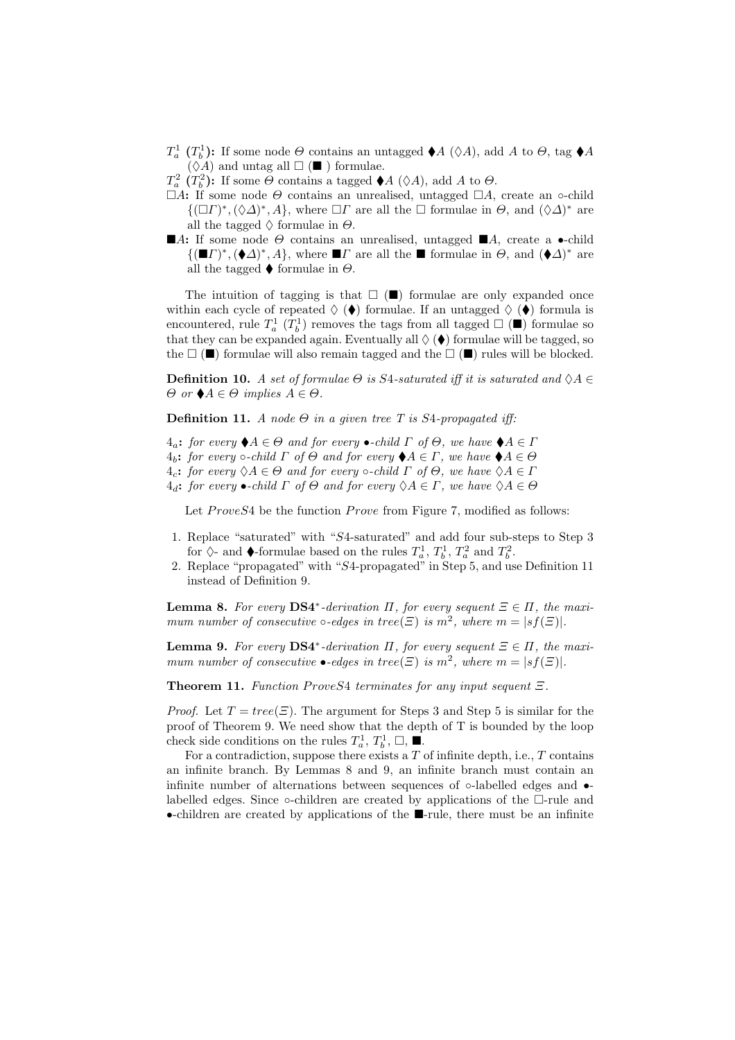**$T_a^1$ ($T_b^1$):** If some node $\Theta$ contains an untagged $\blacklozenge A$ ($\Diamond A$), add $A$ to $\Theta$, tag $\blacklozenge A$ ($\Diamond A$) and untag all $\Box$ ($\blacksquare$ ) formulae.

**$T_a^2$ ($T_b^2$):** If some $\Theta$ contains a tagged $\blacklozenge A$ ($\Diamond A$), add $A$ to $\Theta$.

**$\Box A$:** If some node $\Theta$ contains an unrealised, untagged $\Box A$, create an $\circ$-child $\{(\Box\Gamma)^*, (\Diamond\Delta)^*, A\}$, where $\Box\Gamma$ are all the $\Box$ formulae in $\Theta$, and $(\Diamond\Delta)^*$ are all the tagged $\Diamond$ formulae in $\Theta$.

**$\blacksquare A$:** If some node $\Theta$ contains an unrealised, untagged $\blacksquare A$, create a $\bullet$-child $\{(\blacksquare\Gamma)^*, (\blacklozenge\Delta)^*, A\}$, where $\blacksquare\Gamma$ are all the $\blacksquare$ formulae in $\Theta$, and $(\blacklozenge\Delta)^*$ are all the tagged $\blacklozenge$ formulae in $\Theta$.

The intuition of tagging is that $\Box$ ($\blacksquare$) formulae are only expanded once within each cycle of repeated $\Diamond$ ($\blacklozenge$) formulae. If an untagged $\Diamond$ ($\blacklozenge$) formula is encountered, rule $T_a^1$ ($T_b^1$) removes the tags from all tagged $\Box$ ($\blacksquare$) formulae so that they can be expanded again. Eventually all $\Diamond$ ($\blacklozenge$) formulae will be tagged, so the $\Box$ ($\blacksquare$) formulae will also remain tagged and the $\Box$ ($\blacksquare$) rules will be blocked.

**Definition 10.** *A set of formulae $\Theta$ is $S4$-saturated iff it is saturated and $\Diamond A \in \Theta$ or $\blacklozenge A \in \Theta$ implies $A \in \Theta$.*

**Definition 11.** *A node $\Theta$ in a given tree $T$ is $S4$-propagated iff:*

**$4_a$:** *for every $\blacklozenge A \in \Theta$ and for every $\bullet$-child $\Gamma$ of $\Theta$, we have $\blacklozenge A \in \Gamma$*
**$4_b$:** *for every $\circ$-child $\Gamma$ of $\Theta$ and for every $\blacklozenge A \in \Gamma$, we have $\blacklozenge A \in \Theta$*
**$4_c$:** *for every $\Diamond A \in \Theta$ and for every $\circ$-child $\Gamma$ of $\Theta$, we have $\Diamond A \in \Gamma$*
**$4_d$:** *for every $\bullet$-child $\Gamma$ of $\Theta$ and for every $\Diamond A \in \Gamma$, we have $\Diamond A \in \Theta$*

Let $ProveS4$ be the function $Prove$ from Figure 7, modified as follows:

1. Replace "saturated" with "$S4$-saturated" and add four sub-steps to Step 3 for $\Diamond$- and $\blacklozenge$-formulae based on the rules $T_a^1$, $T_b^1$, $T_a^2$ and $T_b^2$.
2. Replace "propagated" with "$S4$-propagated" in Step 5, and use Definition 11 instead of Definition 9.

**Lemma 8.** *For every $\mathbf{DS4}^*$-derivation $\Pi$, for every sequent $\Xi \in \Pi$, the maximum number of consecutive $\circ$-edges in $tree(\Xi)$ is $m^2$, where $m = |sf(\Xi)|$.*

**Lemma 9.** *For every $\mathbf{DS4}^*$-derivation $\Pi$, for every sequent $\Xi \in \Pi$, the maximum number of consecutive $\bullet$-edges in $tree(\Xi)$ is $m^2$, where $m = |sf(\Xi)|$.*

**Theorem 11.** *Function $ProveS4$ terminates for any input sequent $\Xi$.*

*Proof.* Let $T = tree(\Xi)$. The argument for Steps 3 and Step 5 is similar for the proof of Theorem 9. We need show that the depth of T is bounded by the loop check side conditions on the rules $T_a^1$, $T_b^1$, $\Box$, $\blacksquare$.

For a contradiction, suppose there exists a $T$ of infinite depth, i.e., $T$ contains an infinite branch. By Lemmas 8 and 9, an infinite branch must contain an infinite number of alternations between sequences of $\circ$-labelled edges and $\bullet$-labelled edges. Since $\circ$-children are created by applications of the $\Box$-rule and $\bullet$-children are created by applications of the $\blacksquare$-rule, there must be an infinite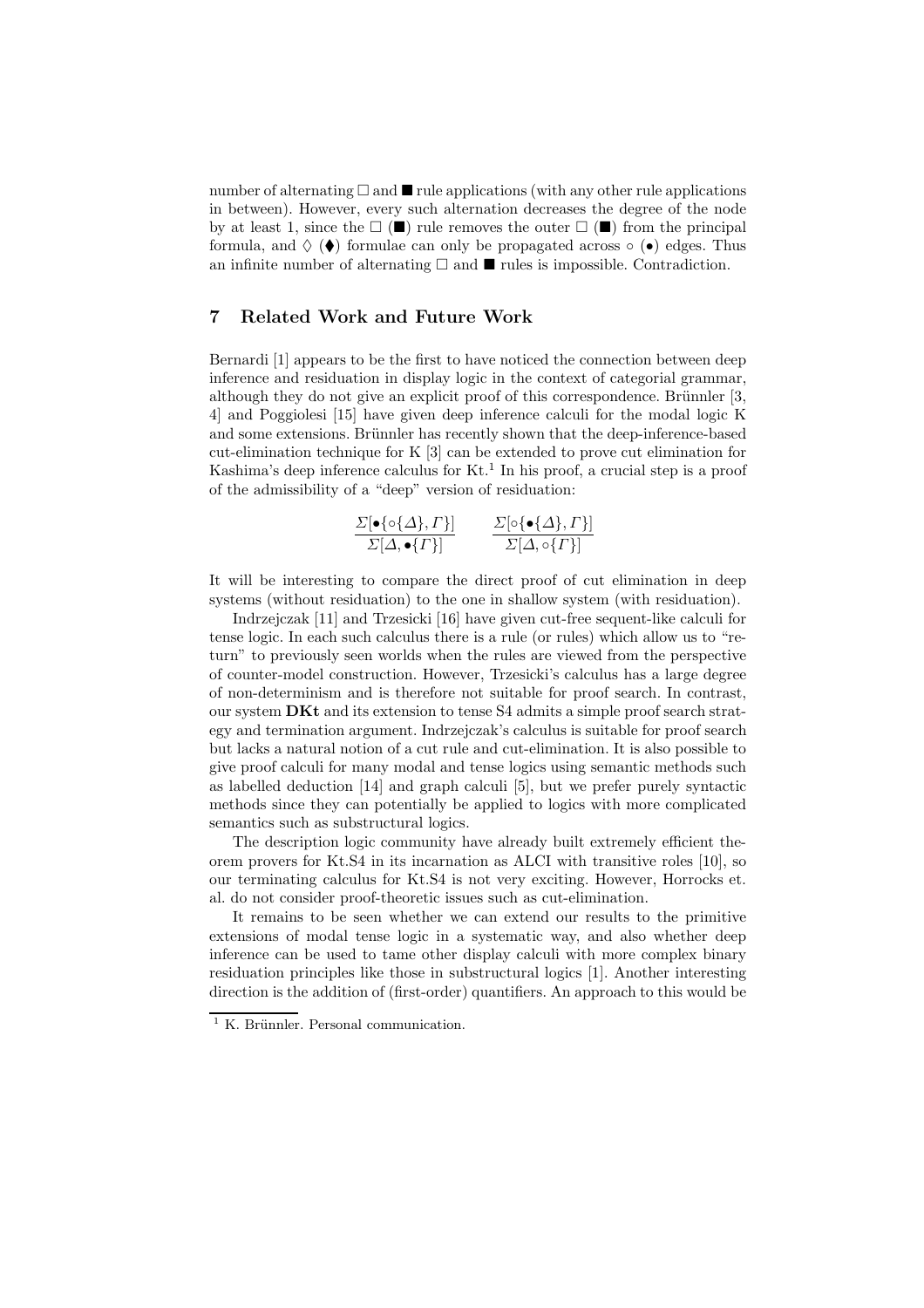number of alternating $\Box$ and $\blacksquare$ rule applications (with any other rule applications in between). However, every such alternation decreases the degree of the node by at least 1, since the $\Box$ ($\blacksquare$) rule removes the outer $\Box$ ($\blacksquare$) from the principal formula, and $\Diamond$ ($\blacklozenge$) formulae can only be propagated across $\circ$ ($\bullet$) edges. Thus an infinite number of alternating $\Box$ and $\blacksquare$ rules is impossible. Contradiction.

## 7 Related Work and Future Work

Bernardi [1] appears to be the first to have noticed the connection between deep inference and residuation in display logic in the context of categorial grammar, although they do not give an explicit proof of this correspondence. Brünnler [3, 4] and Poggiolesi [15] have given deep inference calculi for the modal logic K and some extensions. Brünnler has recently shown that the deep-inference-based cut-elimination technique for K [3] can be extended to prove cut elimination for Kashima's deep inference calculus for Kt.[1] In his proof, a crucial step is a proof of the admissibility of a "deep" version of residuation:

$$\frac{\Sigma[\bullet\{\circ\{\Delta\}, \Gamma\}]}{\Sigma[\Delta, \bullet\{\Gamma\}]} \qquad \frac{\Sigma[\circ\{\bullet\{\Delta\}, \Gamma\}]}{\Sigma[\Delta, \circ\{\Gamma\}]}$$

It will be interesting to compare the direct proof of cut elimination in deep systems (without residuation) to the one in shallow system (with residuation).

Indrzejczak [11] and Trzesicki [16] have given cut-free sequent-like calculi for tense logic. In each such calculus there is a rule (or rules) which allow us to "return" to previously seen worlds when the rules are viewed from the perspective of counter-model construction. However, Trzesicki's calculus has a large degree of non-determinism and is therefore not suitable for proof search. In contrast, our system **DKt** and its extension to tense S4 admits a simple proof search strategy and termination argument. Indrzejczak's calculus is suitable for proof search but lacks a natural notion of a cut rule and cut-elimination. It is also possible to give proof calculi for many modal and tense logics using semantic methods such as labelled deduction [14] and graph calculi [5], but we prefer purely syntactic methods since they can potentially be applied to logics with more complicated semantics such as substructural logics.

The description logic community have already built extremely efficient theorem provers for Kt.S4 in its incarnation as ALCI with transitive roles [10], so our terminating calculus for Kt.S4 is not very exciting. However, Horrocks et. al. do not consider proof-theoretic issues such as cut-elimination.

It remains to be seen whether we can extend our results to the primitive extensions of modal tense logic in a systematic way, and also whether deep inference can be used to tame other display calculi with more complex binary residuation principles like those in substructural logics [1]. Another interesting direction is the addition of (first-order) quantifiers. An approach to this would be

[1] K. Brünnler. Personal communication.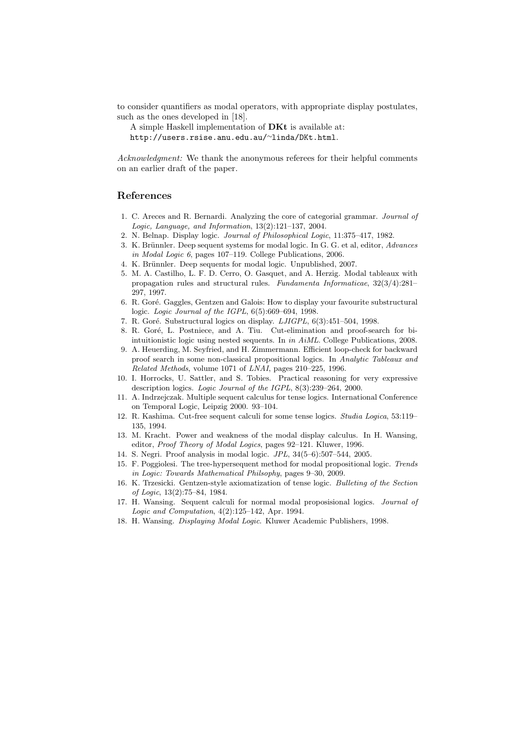to consider quantifiers as modal operators, with appropriate display postulates, such as the ones developed in [18].

A simple Haskell implementation of **DKt** is available at:
http://users.rsise.anu.edu.au/~linda/DKt.html.

*Acknowledgment:* We thank the anonymous referees for their helpful comments on an earlier draft of the paper.

## References

1. C. Areces and R. Bernardi. Analyzing the core of categorial grammar. *Journal of Logic, Language, and Information*, 13(2):121–137, 2004.
2. N. Belnap. Display logic. *Journal of Philosophical Logic*, 11:375–417, 1982.
3. K. Brünnler. Deep sequent systems for modal logic. In G. G. et al, editor, *Advances in Modal Logic 6*, pages 107–119. College Publications, 2006.
4. K. Brünnler. Deep sequents for modal logic. Unpublished, 2007.
5. M. A. Castilho, L. F. D. Cerro, O. Gasquet, and A. Herzig. Modal tableaux with propagation rules and structural rules. *Fundamenta Informaticae*, 32(3/4):281–297, 1997.
6. R. Goré. Gaggles, Gentzen and Galois: How to display your favourite substructural logic. *Logic Journal of the IGPL*, 6(5):669–694, 1998.
7. R. Goré. Substructural logics on display. *LJIGPL*, 6(3):451–504, 1998.
8. R. Goré, L. Postniece, and A. Tiu. Cut-elimination and proof-search for bi-intuitionistic logic using nested sequents. In *in AiML*. College Publications, 2008.
9. A. Heuerding, M. Seyfried, and H. Zimmermann. Efficient loop-check for backward proof search in some non-classical propositional logics. In *Analytic Tableaux and Related Methods*, volume 1071 of *LNAI*, pages 210–225, 1996.
10. I. Horrocks, U. Sattler, and S. Tobies. Practical reasoning for very expressive description logics. *Logic Journal of the IGPL*, 8(3):239–264, 2000.
11. A. Indrzejczak. Multiple sequent calculus for tense logics. International Conference on Temporal Logic, Leipzig 2000. 93–104.
12. R. Kashima. Cut-free sequent calculi for some tense logics. *Studia Logica*, 53:119–135, 1994.
13. M. Kracht. Power and weakness of the modal display calculus. In H. Wansing, editor, *Proof Theory of Modal Logics*, pages 92–121. Kluwer, 1996.
14. S. Negri. Proof analysis in modal logic. *JPL*, 34(5–6):507–544, 2005.
15. F. Poggiolesi. The tree-hypersequent method for modal propositional logic. *Trends in Logic: Towards Mathematical Philsophy*, pages 9–30, 2009.
16. K. Trzesicki. Gentzen-style axiomatization of tense logic. *Bulleting of the Section of Logic*, 13(2):75–84, 1984.
17. H. Wansing. Sequent calculi for normal modal proposisional logics. *Journal of Logic and Computation*, 4(2):125–142, Apr. 1994.
18. H. Wansing. *Displaying Modal Logic*. Kluwer Academic Publishers, 1998.